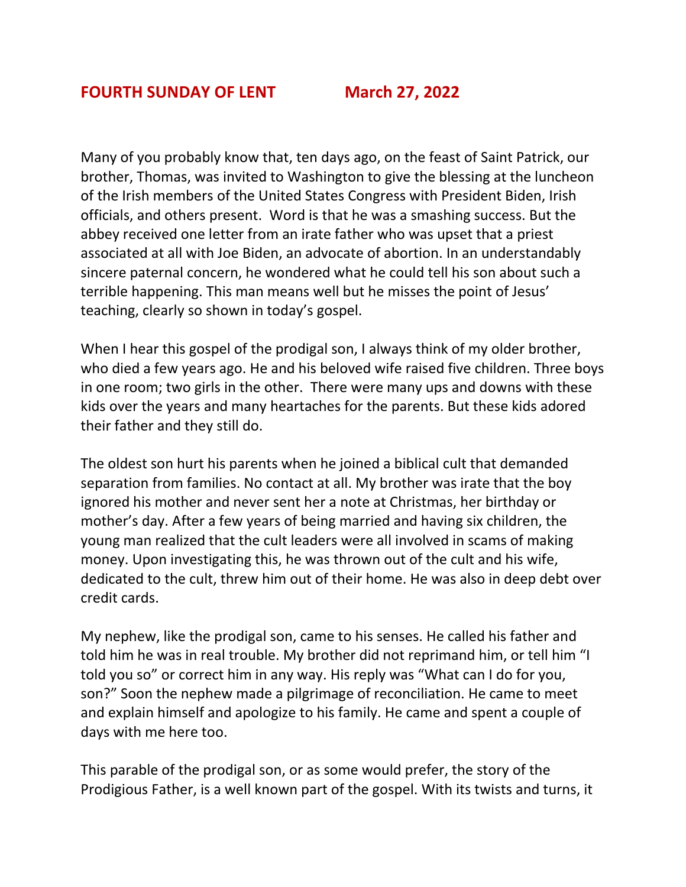**FOURTH SUNDAY OF LENT March 27, 2022**

Many of you probably know that, ten days ago, on the feast of Saint Patrick, our brother, Thomas, was invited to Washington to give the blessing at the luncheon of the Irish members of the United States Congress with President Biden, Irish officials, and others present. Word is that he was a smashing success. But the abbey received one letter from an irate father who was upset that a priest associated at all with Joe Biden, an advocate of abortion. In an understandably sincere paternal concern, he wondered what he could tell his son about such a terrible happening. This man means well but he misses the point of Jesus' teaching, clearly so shown in today's gospel.

When I hear this gospel of the prodigal son, I always think of my older brother, who died a few years ago. He and his beloved wife raised five children. Three boys in one room; two girls in the other. There were many ups and downs with these kids over the years and many heartaches for the parents. But these kids adored their father and they still do.

The oldest son hurt his parents when he joined a biblical cult that demanded separation from families. No contact at all. My brother was irate that the boy ignored his mother and never sent her a note at Christmas, her birthday or mother's day. After a few years of being married and having six children, the young man realized that the cult leaders were all involved in scams of making money. Upon investigating this, he was thrown out of the cult and his wife, dedicated to the cult, threw him out of their home. He was also in deep debt over credit cards.

My nephew, like the prodigal son, came to his senses. He called his father and told him he was in real trouble. My brother did not reprimand him, or tell him "I told you so" or correct him in any way. His reply was "What can I do for you, son?" Soon the nephew made a pilgrimage of reconciliation. He came to meet and explain himself and apologize to his family. He came and spent a couple of days with me here too.

This parable of the prodigal son, or as some would prefer, the story of the Prodigious Father, is a well known part of the gospel. With its twists and turns, it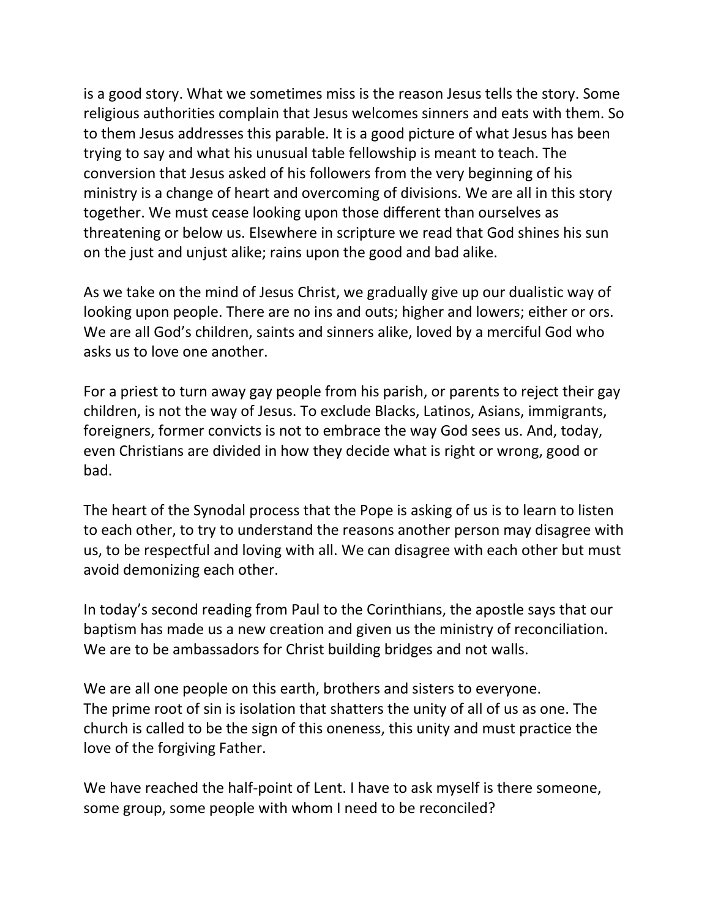is a good story. What we sometimes miss is the reason Jesus tells the story. Some religious authorities complain that Jesus welcomes sinners and eats with them. So to them Jesus addresses this parable. It is a good picture of what Jesus has been trying to say and what his unusual table fellowship is meant to teach. The conversion that Jesus asked of his followers from the very beginning of his ministry is a change of heart and overcoming of divisions. We are all in this story together. We must cease looking upon those different than ourselves as threatening or below us. Elsewhere in scripture we read that God shines his sun on the just and unjust alike; rains upon the good and bad alike.

As we take on the mind of Jesus Christ, we gradually give up our dualistic way of looking upon people. There are no ins and outs; higher and lowers; either or ors. We are all God's children, saints and sinners alike, loved by a merciful God who asks us to love one another.

For a priest to turn away gay people from his parish, or parents to reject their gay children, is not the way of Jesus. To exclude Blacks, Latinos, Asians, immigrants, foreigners, former convicts is not to embrace the way God sees us. And, today, even Christians are divided in how they decide what is right or wrong, good or bad.

The heart of the Synodal process that the Pope is asking of us is to learn to listen to each other, to try to understand the reasons another person may disagree with us, to be respectful and loving with all. We can disagree with each other but must avoid demonizing each other.

In today's second reading from Paul to the Corinthians, the apostle says that our baptism has made us a new creation and given us the ministry of reconciliation. We are to be ambassadors for Christ building bridges and not walls.

We are all one people on this earth, brothers and sisters to everyone.
The prime root of sin is isolation that shatters the unity of all of us as one. The church is called to be the sign of this oneness, this unity and must practice the love of the forgiving Father.

We have reached the half-point of Lent. I have to ask myself is there someone, some group, some people with whom I need to be reconciled?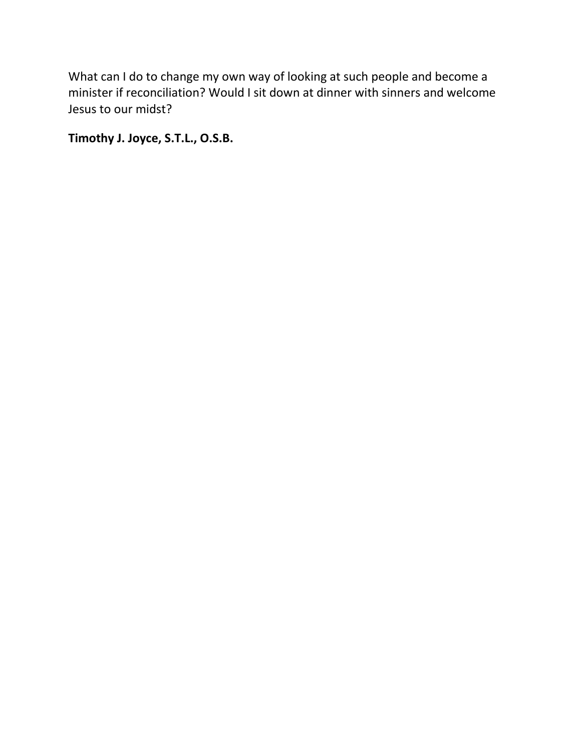What can I do to change my own way of looking at such people and become a minister if reconciliation? Would I sit down at dinner with sinners and welcome Jesus to our midst?

**Timothy J. Joyce, S.T.L., O.S.B.**